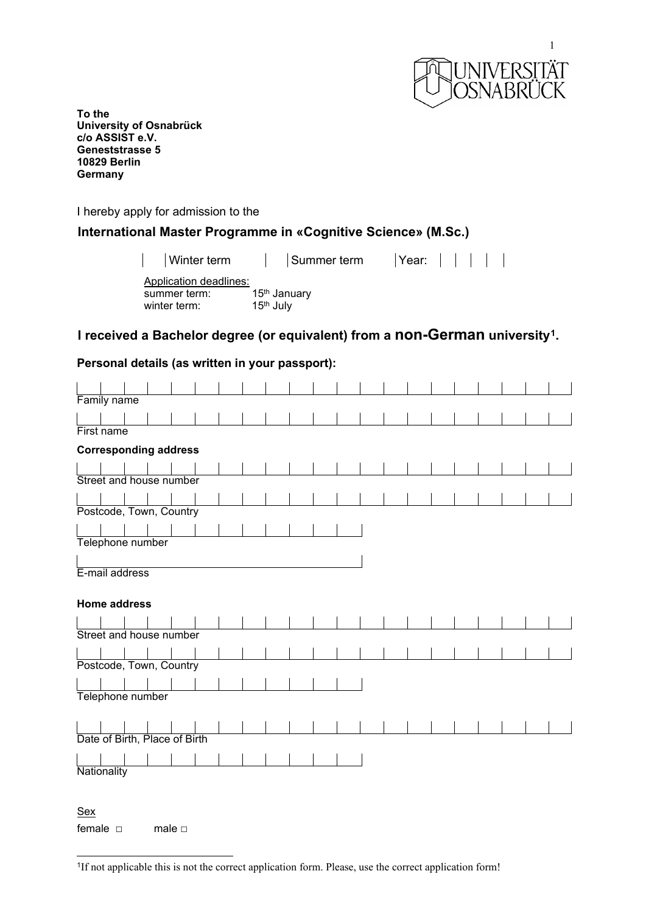**To the**
**University of Osnabrück**
**c/o ASSIST e.V.**
**Geneststrasse 5**
**10829 Berlin**
**Germany**

I hereby apply for admission to the

## International Master Programme in «Cognitive Science» (M.Sc.)

☐ Winter term ☐ Summer term Year: ____

Application deadlines:
summer term: 15th January
winter term: 15th July

## I received a Bachelor degree (or equivalent) from a non-German university[1].

### Personal details (as written in your passport):

Family name

First name

**Corresponding address**

Street and house number

Postcode, Town, Country

Telephone number

E-mail address

**Home address**

Street and house number

Postcode, Town, Country

Telephone number

Date of Birth, Place of Birth

Nationality

Sex

female □ male □

---

[1]If not applicable this is not the correct application form. Please, use the correct application form!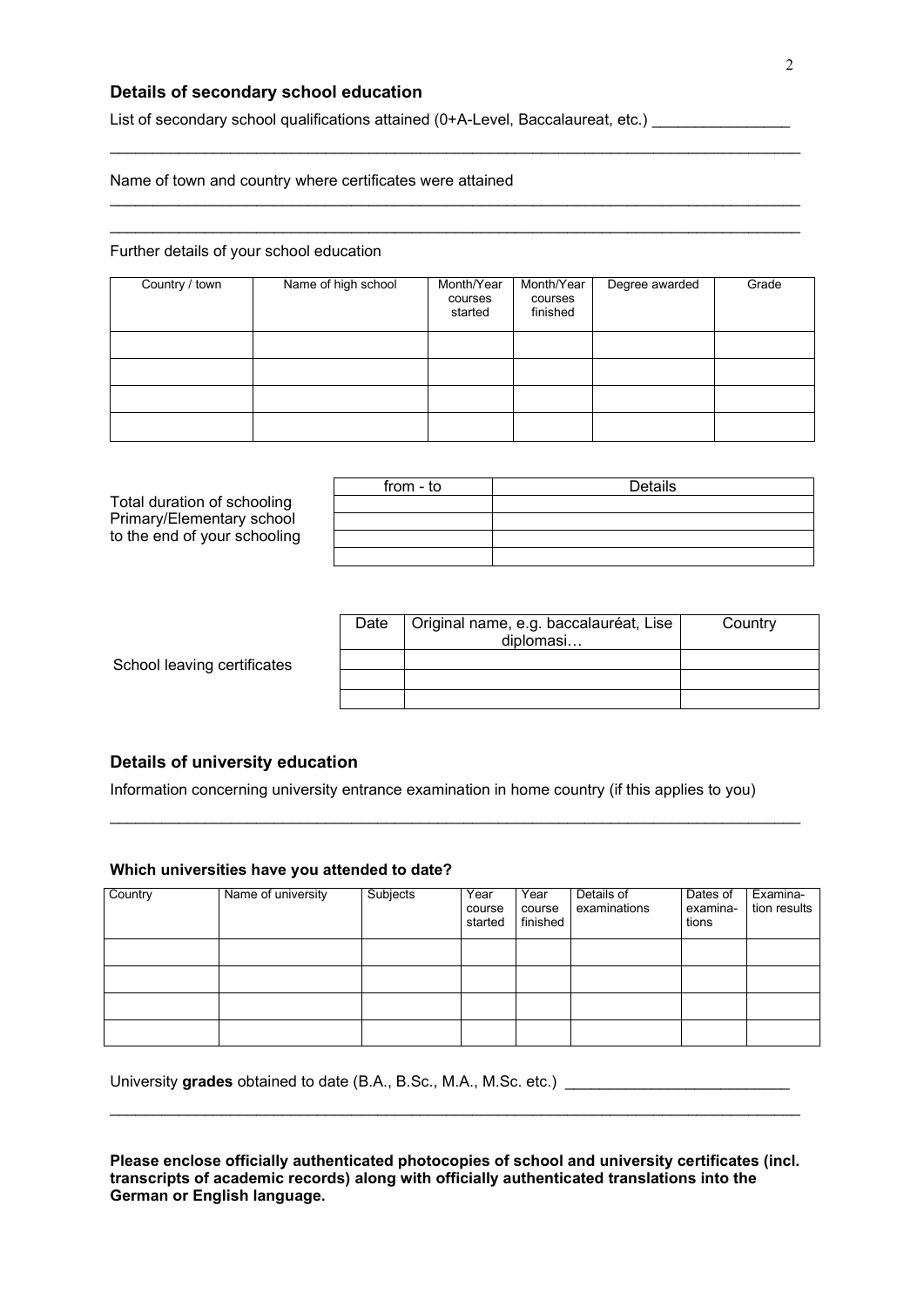## Details of secondary school education

List of secondary school qualifications attained (0+A-Level, Baccalaureat, etc.) ________________

________________________________________________________________________________

Name of town and country where certificates were attained

________________________________________________________________________________

________________________________________________________________________________

Further details of your school education

| Country / town | Name of high school | Month/Year courses started | Month/Year courses finished | Degree awarded | Grade |
|---|---|---|---|---|---|
| | | | | | |
| | | | | | |
| | | | | | |
| | | | | | |

Total duration of schooling Primary/Elementary school to the end of your schooling

| from - to | Details |
|---|---|
| | |
| | |
| | |
| | |

School leaving certificates

| Date | Original name, e.g. baccalauréat, Lise diplomasi… | Country |
|---|---|---|
| | | |
| | | |
| | | |

## Details of university education

Information concerning university entrance examination in home country (if this applies to you)

________________________________________________________________________________

### Which universities have you attended to date?

| Country | Name of university | Subjects | Year course started | Year course finished | Details of examinations | Dates of examina-tions | Examina-tion results |
|---|---|---|---|---|---|---|---|
| | | | | | | | |
| | | | | | | | |
| | | | | | | | |
| | | | | | | | |

University **grades** obtained to date (B.A., B.Sc., M.A., M.Sc. etc.) __________________________

________________________________________________________________________________

**Please enclose officially authenticated photocopies of school and university certificates (incl. transcripts of academic records) along with officially authenticated translations into the German or English language.**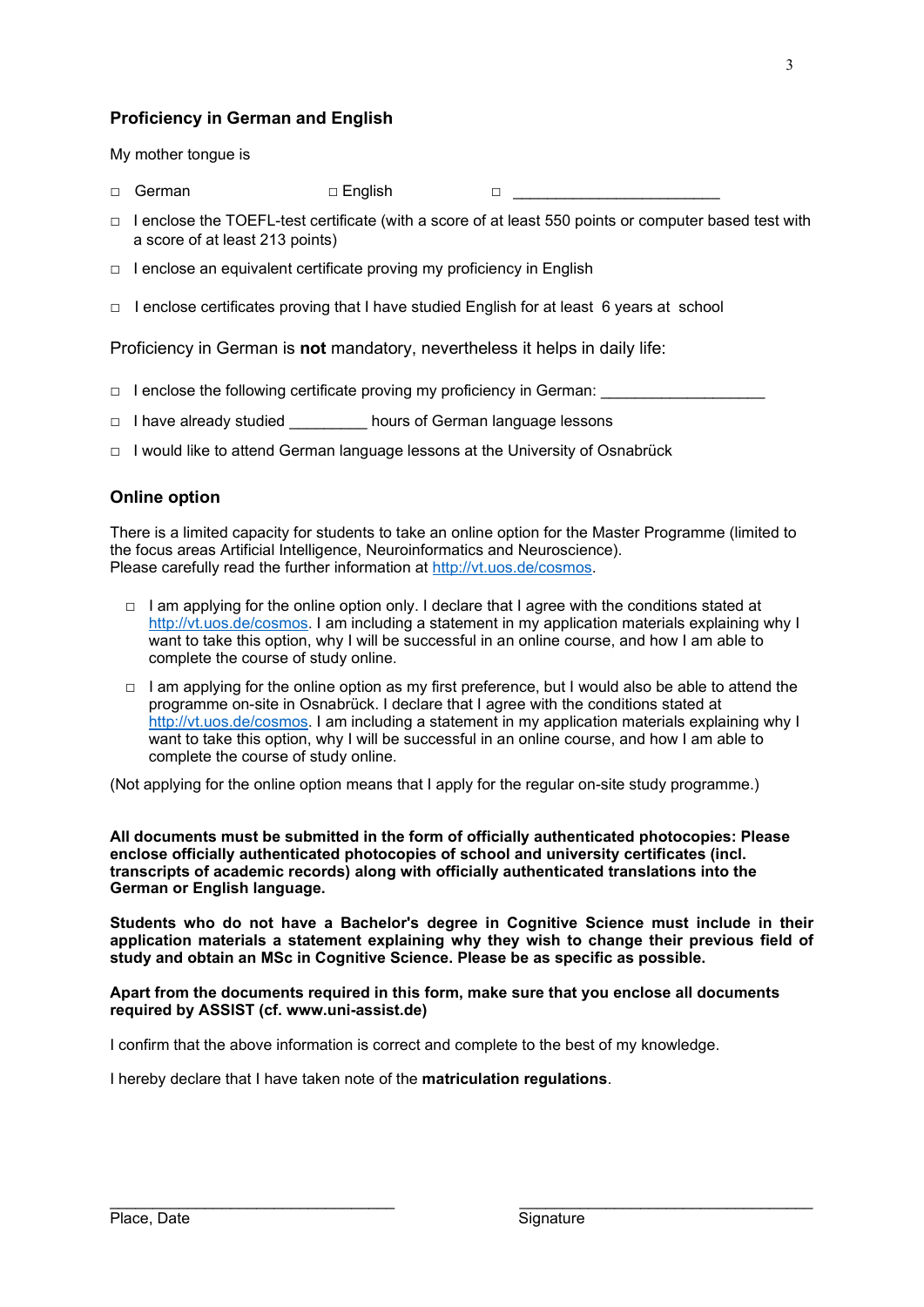## Proficiency in German and English

My mother tongue is

□ German □ English □ ________________________

□ I enclose the TOEFL-test certificate (with a score of at least 550 points or computer based test with a score of at least 213 points)

□ I enclose an equivalent certificate proving my proficiency in English

□ I enclose certificates proving that I have studied English for at least 6 years at school

Proficiency in German is **not** mandatory, nevertheless it helps in daily life:

□ I enclose the following certificate proving my proficiency in German: ___________________

□ I have already studied _________ hours of German language lessons

□ I would like to attend German language lessons at the University of Osnabrück

## Online option

There is a limited capacity for students to take an online option for the Master Programme (limited to the focus areas Artificial Intelligence, Neuroinformatics and Neuroscience).
Please carefully read the further information at http://vt.uos.de/cosmos.

□ I am applying for the online option only. I declare that I agree with the conditions stated at http://vt.uos.de/cosmos. I am including a statement in my application materials explaining why I want to take this option, why I will be successful in an online course, and how I am able to complete the course of study online.

□ I am applying for the online option as my first preference, but I would also be able to attend the programme on-site in Osnabrück. I declare that I agree with the conditions stated at http://vt.uos.de/cosmos. I am including a statement in my application materials explaining why I want to take this option, why I will be successful in an online course, and how I am able to complete the course of study online.

(Not applying for the online option means that I apply for the regular on-site study programme.)

**All documents must be submitted in the form of officially authenticated photocopies: Please enclose officially authenticated photocopies of school and university certificates (incl. transcripts of academic records) along with officially authenticated translations into the German or English language.**

**Students who do not have a Bachelor's degree in Cognitive Science must include in their application materials a statement explaining why they wish to change their previous field of study and obtain an MSc in Cognitive Science. Please be as specific as possible.**

**Apart from the documents required in this form, make sure that you enclose all documents required by ASSIST (cf. www.uni-assist.de)**

I confirm that the above information is correct and complete to the best of my knowledge.

I hereby declare that I have taken note of the **matriculation regulations**.

_________________________________ _________________________________

Place, Date Signature